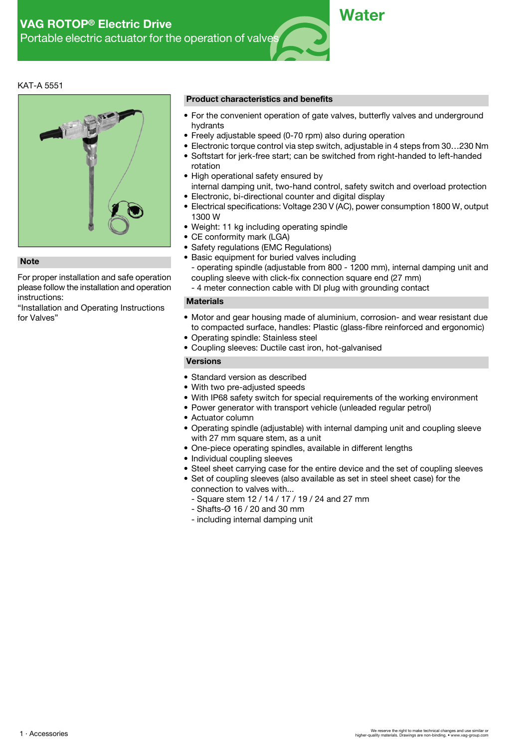# VAG ROTOP® Electric Drive

Portable electric actuator for the operation of valves

Water

KAT-A 5551

## Note

For proper installation and safe operation please follow the installation and operation instructions:
"Installation and Operating Instructions for Valves"

## Product characteristics and benefits

- For the convenient operation of gate valves, butterfly valves and underground hydrants
- Freely adjustable speed (0-70 rpm) also during operation
- Electronic torque control via step switch, adjustable in 4 steps from 30…230 Nm
- Softstart for jerk-free start; can be switched from right-handed to left-handed rotation
- High operational safety ensured by internal damping unit, two-hand control, safety switch and overload protection
- Electronic, bi-directional counter and digital display
- Electrical specifications: Voltage 230 V (AC), power consumption 1800 W, output 1300 W
- Weight: 11 kg including operating spindle
- CE conformity mark (LGA)
- Safety regulations (EMC Regulations)
- Basic equipment for buried valves including
  - operating spindle (adjustable from 800 - 1200 mm), internal damping unit and coupling sleeve with click-fix connection square end (27 mm)
  - 4 meter connection cable with DI plug with grounding contact

## Materials

- Motor and gear housing made of aluminium, corrosion- and wear resistant due to compacted surface, handles: Plastic (glass-fibre reinforced and ergonomic)
- Operating spindle: Stainless steel
- Coupling sleeves: Ductile cast iron, hot-galvanised

## Versions

- Standard version as described
- With two pre-adjusted speeds
- With IP68 safety switch for special requirements of the working environment
- Power generator with transport vehicle (unleaded regular petrol)
- Actuator column
- Operating spindle (adjustable) with internal damping unit and coupling sleeve with 27 mm square stem, as a unit
- One-piece operating spindles, available in different lengths
- Individual coupling sleeves
- Steel sheet carrying case for the entire device and the set of coupling sleeves
- Set of coupling sleeves (also available as set in steel sheet case) for the connection to valves with...
  - Square stem 12 / 14 / 17 / 19 / 24 and 27 mm
  - Shafts-Ø 16 / 20 and 30 mm
  - including internal damping unit

1 · Accessories

We reserve the right to make technical changes and use similar or higher-quality materials. Drawings are non-binding. • www.vag-group.com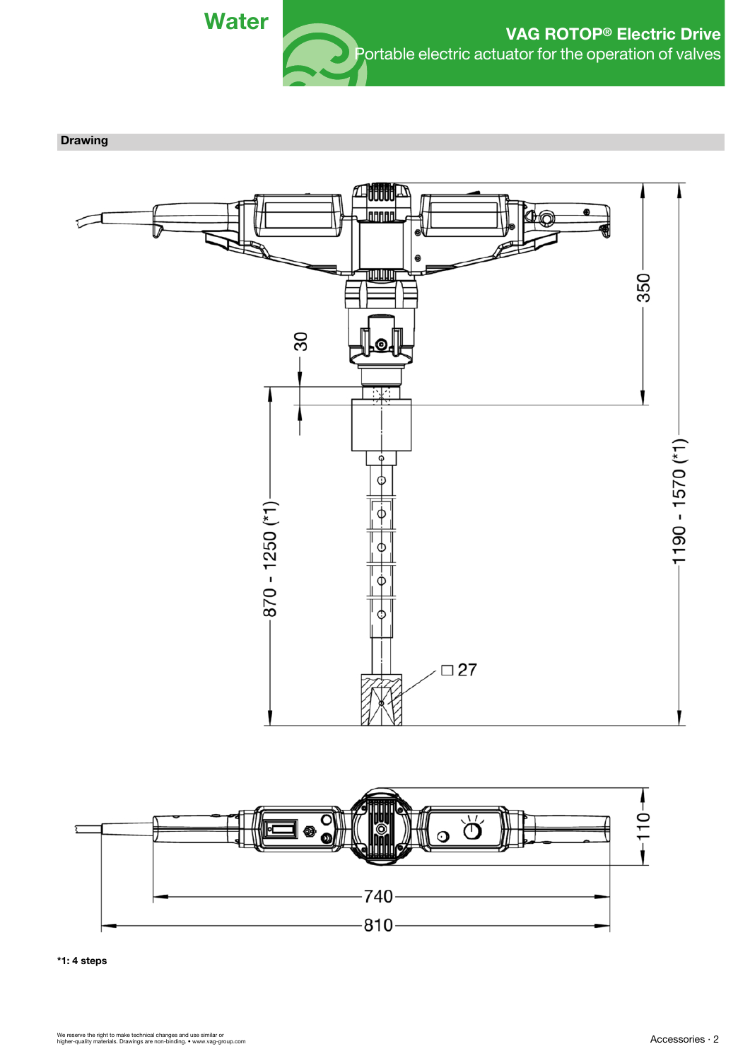## Drawing

350

30

870 - 1250 (*1)

1190 - 1570 (*1)

□ 27

110

740

810

**\*1: 4 steps**

We reserve the right to make technical changes and use similar or higher-quality materials. Drawings are non-binding. • www.vag-group.com